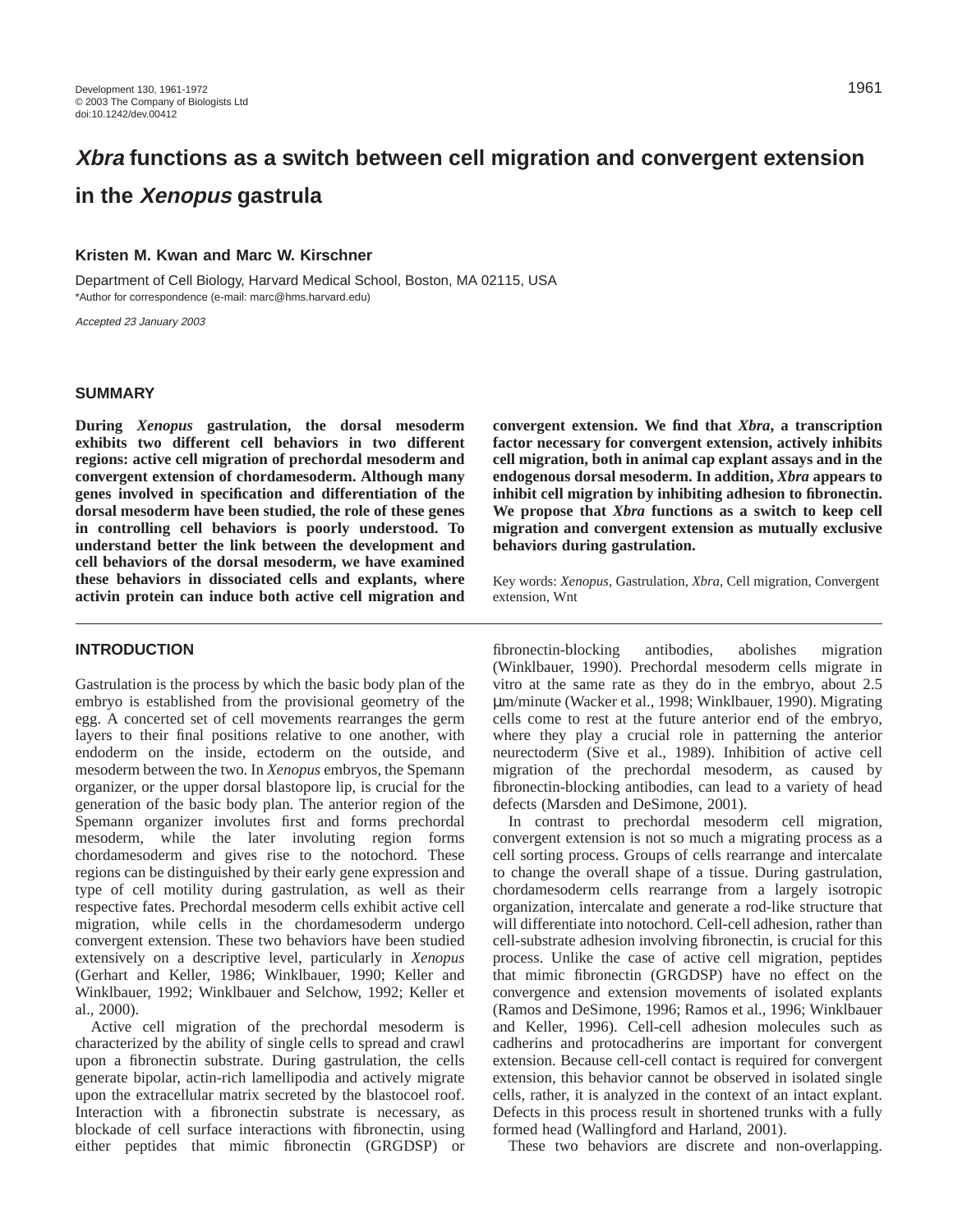# *Xbra* functions as a switch between cell migration and convergent extension in the *Xenopus* gastrula

**Kristen M. Kwan and Marc W. Kirschner**

Department of Cell Biology, Harvard Medical School, Boston, MA 02115, USA
*Author for correspondence (e-mail: marc@hms.harvard.edu)

*Accepted 23 January 2003*

## SUMMARY

**During *Xenopus* gastrulation, the dorsal mesoderm exhibits two different cell behaviors in two different regions: active cell migration of prechordal mesoderm and convergent extension of chordamesoderm. Although many genes involved in specification and differentiation of the dorsal mesoderm have been studied, the role of these genes in controlling cell behaviors is poorly understood. To understand better the link between the development and cell behaviors of the dorsal mesoderm, we have examined these behaviors in dissociated cells and explants, where activin protein can induce both active cell migration and convergent extension. We find that *Xbra*, a transcription factor necessary for convergent extension, actively inhibits cell migration, both in animal cap explant assays and in the endogenous dorsal mesoderm. In addition, *Xbra* appears to inhibit cell migration by inhibiting adhesion to fibronectin. We propose that *Xbra* functions as a switch to keep cell migration and convergent extension as mutually exclusive behaviors during gastrulation.**

Key words: *Xenopus*, Gastrulation, *Xbra*, Cell migration, Convergent extension, Wnt

## INTRODUCTION

Gastrulation is the process by which the basic body plan of the embryo is established from the provisional geometry of the egg. A concerted set of cell movements rearranges the germ layers to their final positions relative to one another, with endoderm on the inside, ectoderm on the outside, and mesoderm between the two. In *Xenopus* embryos, the Spemann organizer, or the upper dorsal blastopore lip, is crucial for the generation of the basic body plan. The anterior region of the Spemann organizer involutes first and forms prechordal mesoderm, while the later involuting region forms chordamesoderm and gives rise to the notochord. These regions can be distinguished by their early gene expression and type of cell motility during gastrulation, as well as their respective fates. Prechordal mesoderm cells exhibit active cell migration, while cells in the chordamesoderm undergo convergent extension. These two behaviors have been studied extensively on a descriptive level, particularly in *Xenopus* (Gerhart and Keller, 1986; Winklbauer, 1990; Keller and Winklbauer, 1992; Winklbauer and Selchow, 1992; Keller et al., 2000).

Active cell migration of the prechordal mesoderm is characterized by the ability of single cells to spread and crawl upon a fibronectin substrate. During gastrulation, the cells generate bipolar, actin-rich lamellipodia and actively migrate upon the extracellular matrix secreted by the blastocoel roof. Interaction with a fibronectin substrate is necessary, as blockade of cell surface interactions with fibronectin, using either peptides that mimic fibronectin (GRGDSP) or fibronectin-blocking antibodies, abolishes migration (Winklbauer, 1990). Prechordal mesoderm cells migrate in vitro at the same rate as they do in the embryo, about 2.5 μm/minute (Wacker et al., 1998; Winklbauer, 1990). Migrating cells come to rest at the future anterior end of the embryo, where they play a crucial role in patterning the anterior neurectoderm (Sive et al., 1989). Inhibition of active cell migration of the prechordal mesoderm, as caused by fibronectin-blocking antibodies, can lead to a variety of head defects (Marsden and DeSimone, 2001).

In contrast to prechordal mesoderm cell migration, convergent extension is not so much a migrating process as a cell sorting process. Groups of cells rearrange and intercalate to change the overall shape of a tissue. During gastrulation, chordamesoderm cells rearrange from a largely isotropic organization, intercalate and generate a rod-like structure that will differentiate into notochord. Cell-cell adhesion, rather than cell-substrate adhesion involving fibronectin, is crucial for this process. Unlike the case of active cell migration, peptides that mimic fibronectin (GRGDSP) have no effect on the convergence and extension movements of isolated explants (Ramos and DeSimone, 1996; Ramos et al., 1996; Winklbauer and Keller, 1996). Cell-cell adhesion molecules such as cadherins and protocadherins are important for convergent extension. Because cell-cell contact is required for convergent extension, this behavior cannot be observed in isolated single cells, rather, it is analyzed in the context of an intact explant. Defects in this process result in shortened trunks with a fully formed head (Wallingford and Harland, 2001).

These two behaviors are discrete and non-overlapping.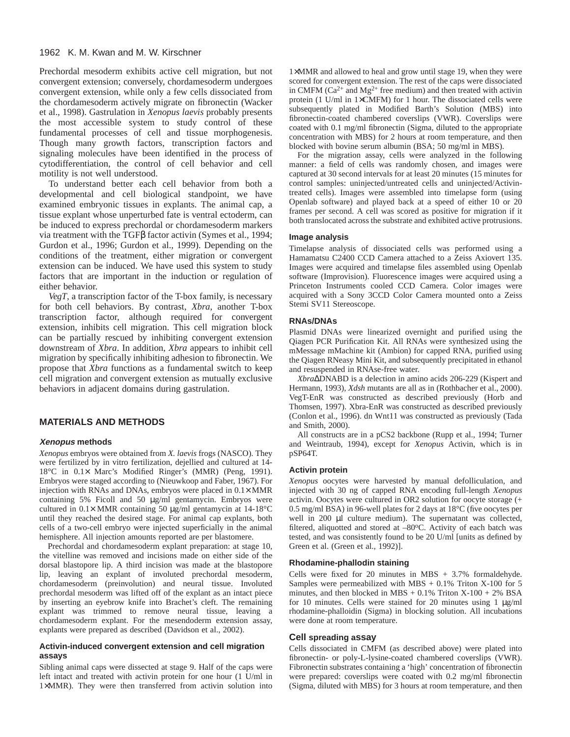Prechordal mesoderm exhibits active cell migration, but not convergent extension; conversely, chordamesoderm undergoes convergent extension, while only a few cells dissociated from the chordamesoderm actively migrate on fibronectin (Wacker et al., 1998). Gastrulation in *Xenopus laevis* probably presents the most accessible system to study control of these fundamental processes of cell and tissue morphogenesis. Though many growth factors, transcription factors and signaling molecules have been identified in the process of cytodifferentiation, the control of cell behavior and cell motility is not well understood.

To understand better each cell behavior from both a developmental and cell biological standpoint, we have examined embryonic tissues in explants. The animal cap, a tissue explant whose unperturbed fate is ventral ectoderm, can be induced to express prechordal or chordamesoderm markers via treatment with the TGFβ factor activin (Symes et al., 1994; Gurdon et al., 1996; Gurdon et al., 1999). Depending on the conditions of the treatment, either migration or convergent extension can be induced. We have used this system to study factors that are important in the induction or regulation of either behavior.

*VegT*, a transcription factor of the T-box family, is necessary for both cell behaviors. By contrast, *Xbra*, another T-box transcription factor, although required for convergent extension, inhibits cell migration. This cell migration block can be partially rescued by inhibiting convergent extension downstream of *Xbra*. In addition, *Xbra* appears to inhibit cell migration by specifically inhibiting adhesion to fibronectin. We propose that *Xbra* functions as a fundamental switch to keep cell migration and convergent extension as mutually exclusive behaviors in adjacent domains during gastrulation.

## MATERIALS AND METHODS

### *Xenopus* methods

*Xenopus* embryos were obtained from *X. laevis* frogs (NASCO). They were fertilized by in vitro fertilization, dejellied and cultured at 14-18°C in 0.1× Marc's Modified Ringer's (MMR) (Peng, 1991). Embryos were staged according to (Nieuwkoop and Faber, 1967). For injection with RNAs and DNAs, embryos were placed in 0.1× MMR containing 5% Ficoll and 50 μg/ml gentamycin. Embryos were cultured in 0.1× MMR containing 50 μg/ml gentamycin at 14-18°C until they reached the desired stage. For animal cap explants, both cells of a two-cell embryo were injected superficially in the animal hemisphere. All injection amounts reported are per blastomere.

Prechordal and chordamesoderm explant preparation: at stage 10, the vitelline was removed and incisions made on either side of the dorsal blastopore lip. A third incision was made at the blastopore lip, leaving an explant of involuted prechordal mesoderm, chordamesoderm (preinvolution) and neural tissue. Involuted prechordal mesoderm was lifted off of the explant as an intact piece by inserting an eyebrow knife into Brachet's cleft. The remaining explant was trimmed to remove neural tissue, leaving a chordamesoderm explant. For the mesendoderm extension assay, explants were prepared as described (Davidson et al., 2002).

### Activin-induced convergent extension and cell migration assays

Sibling animal caps were dissected at stage 9. Half of the caps were left intact and treated with activin protein for one hour (1 U/ml in 1×MMR). They were then transferred from activin solution into 1×MMR and allowed to heal and grow until stage 19, when they were scored for convergent extension. The rest of the caps were dissociated in CMFM ($Ca^{2+}$ and $Mg^{2+}$ free medium) and then treated with activin protein (1 U/ml in 1×CMFM) for 1 hour. The dissociated cells were subsequently plated in Modified Barth's Solution (MBS) into fibronectin-coated chambered coverslips (VWR). Coverslips were coated with 0.1 mg/ml fibronectin (Sigma, diluted to the appropriate concentration with MBS) for 2 hours at room temperature, and then blocked with bovine serum albumin (BSA; 50 mg/ml in MBS).

For the migration assay, cells were analyzed in the following manner: a field of cells was randomly chosen, and images were captured at 30 second intervals for at least 20 minutes (15 minutes for control samples: uninjected/untreated cells and uninjected/Activin-treated cells). Images were assembled into timelapse form (using Openlab software) and played back at a speed of either 10 or 20 frames per second. A cell was scored as positive for migration if it both translocated across the substrate and exhibited active protrusions.

### Image analysis

Timelapse analysis of dissociated cells was performed using a Hamamatsu C2400 CCD Camera attached to a Zeiss Axiovert 135. Images were acquired and timelapse files assembled using Openlab software (Improvision). Fluorescence images were acquired using a Princeton Instruments cooled CCD Camera. Color images were acquired with a Sony 3CCD Color Camera mounted onto a Zeiss Stemi SV11 Stereoscope.

### RNAs/DNAs

Plasmid DNAs were linearized overnight and purified using the Qiagen PCR Purification Kit. All RNAs were synthesized using the mMessage mMachine kit (Ambion) for capped RNA, purified using the Qiagen RNeasy Mini Kit, and subsequently precipitated in ethanol and resuspended in RNAse-free water.

*Xbra*ΔDNABD is a delection in amino acids 206-229 (Kispert and Hermann, 1993), *Xdsh* mutants are all as in (Rothbacher et al., 2000). VegT-EnR was constructed as described previously (Horb and Thomsen, 1997). Xbra-EnR was constructed as described previously (Conlon et al., 1996). dn Wnt11 was constructed as previously (Tada and Smith, 2000).

All constructs are in a pCS2 backbone (Rupp et al., 1994; Turner and Weintraub, 1994), except for *Xenopus* Activin, which is in pSP64T.

### Activin protein

*Xenopus* oocytes were harvested by manual defolliculation, and injected with 30 ng of capped RNA encoding full-length *Xenopus* Activin. Oocytes were cultured in OR2 solution for oocyte storage (+ 0.5 mg/ml BSA) in 96-well plates for 2 days at 18°C (five oocytes per well in 200 μl culture medium). The supernatant was collected, filtered, aliquotted and stored at –80°C. Activity of each batch was tested, and was consistently found to be 20 U/ml [units as defined by Green et al. (Green et al., 1992)].

### Rhodamine-phallodin staining

Cells were fixed for 20 minutes in MBS + 3.7% formaldehyde. Samples were permeabilized with MBS + 0.1% Triton X-100 for 5 minutes, and then blocked in MBS + 0.1% Triton X-100 + 2% BSA for 10 minutes. Cells were stained for 20 minutes using 1 μg/ml rhodamine-phalloidin (Sigma) in blocking solution. All incubations were done at room temperature.

### Cell spreading assay

Cells dissociated in CMFM (as described above) were plated into fibronectin- or poly-L-lysine-coated chambered coverslips (VWR). Fibronectin substrates containing a 'high' concentration of fibronectin were prepared: coverslips were coated with 0.2 mg/ml fibronectin (Sigma, diluted with MBS) for 3 hours at room temperature, and then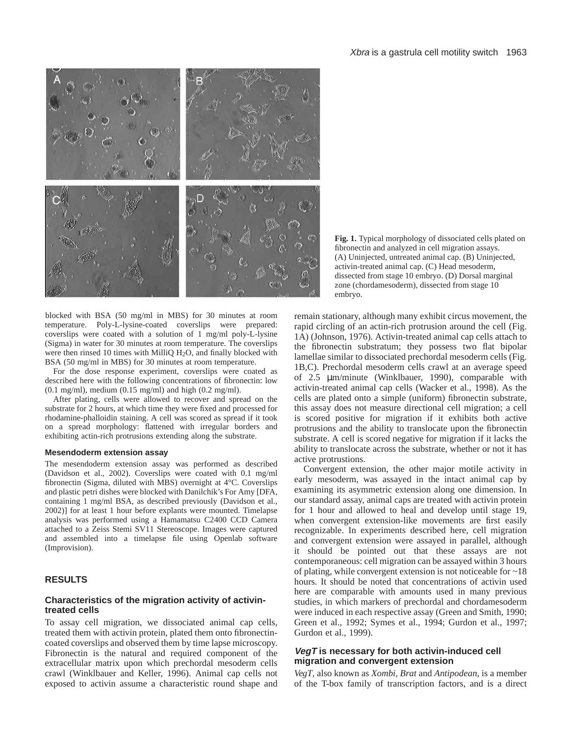**Fig. 1.** Typical morphology of dissociated cells plated on fibronectin and analyzed in cell migration assays. (A) Uninjected, untreated animal cap. (B) Uninjected, activin-treated animal cap. (C) Head mesoderm, dissected from stage 10 embryo. (D) Dorsal marginal zone (chordamesoderm), dissected from stage 10 embryo.

blocked with BSA (50 mg/ml in MBS) for 30 minutes at room temperature. Poly-L-lysine-coated coverslips were prepared: coverslips were coated with a solution of 1 mg/ml poly-L-lysine (Sigma) in water for 30 minutes at room temperature. The coverslips were then rinsed 10 times with MilliQ $H_2O$, and finally blocked with BSA (50 mg/ml in MBS) for 30 minutes at room temperature.

For the dose response experiment, coverslips were coated as described here with the following concentrations of fibronectin: low (0.1 mg/ml), medium (0.15 mg/ml) and high (0.2 mg/ml).

After plating, cells were allowed to recover and spread on the substrate for 2 hours, at which time they were fixed and processed for rhodamine-phalloidin staining. A cell was scored as spread if it took on a spread morphology: flattened with irregular borders and exhibiting actin-rich protrusions extending along the substrate.

### Mesendoderm extension assay

The mesendoderm extension assay was performed as described (Davidson et al., 2002). Coverslips were coated with 0.1 mg/ml fibronectin (Sigma, diluted with MBS) overnight at 4°C. Coverslips and plastic petri dishes were blocked with Danilchik's For Amy [DFA, containing 1 mg/ml BSA, as described previously (Davidson et al., 2002)] for at least 1 hour before explants were mounted. Timelapse analysis was performed using a Hamamatsu C2400 CCD Camera attached to a Zeiss Stemi SV11 Stereoscope. Images were captured and assembled into a timelapse file using Openlab software (Improvision).

## RESULTS

### Characteristics of the migration activity of activin-treated cells

To assay cell migration, we dissociated animal cap cells, treated them with activin protein, plated them onto fibronectin-coated coverslips and observed them by time lapse microscopy. Fibronectin is the natural and required component of the extracellular matrix upon which prechordal mesoderm cells crawl (Winklbauer and Keller, 1996). Animal cap cells not exposed to activin assume a characteristic round shape and remain stationary, although many exhibit circus movement, the rapid circling of an actin-rich protrusion around the cell (Fig. 1A) (Johnson, 1976). Activin-treated animal cap cells attach to the fibronectin substratum; they possess two flat bipolar lamellae similar to dissociated prechordal mesoderm cells (Fig. 1B,C). Prechordal mesoderm cells crawl at an average speed of 2.5 μm/minute (Winklbauer, 1990), comparable with activin-treated animal cap cells (Wacker et al., 1998). As the cells are plated onto a simple (uniform) fibronectin substrate, this assay does not measure directional cell migration; a cell is scored positive for migration if it exhibits both active protrusions and the ability to translocate upon the fibronectin substrate. A cell is scored negative for migration if it lacks the ability to translocate across the substrate, whether or not it has active protrustions.

Convergent extension, the other major motile activity in early mesoderm, was assayed in the intact animal cap by examining its asymmetric extension along one dimension. In our standard assay, animal caps are treated with activin protein for 1 hour and allowed to heal and develop until stage 19, when convergent extension-like movements are first easily recognizable. In experiments described here, cell migration and convergent extension were assayed in parallel, although it should be pointed out that these assays are not contemporaneous: cell migration can be assayed within 3 hours of plating, while convergent extension is not noticeable for ~18 hours. It should be noted that concentrations of activin used here are comparable with amounts used in many previous studies, in which markers of prechordal and chordamesoderm were induced in each respective assay (Green and Smith, 1990; Green et al., 1992; Symes et al., 1994; Gurdon et al., 1997; Gurdon et al., 1999).

### *VegT* is necessary for both activin-induced cell migration and convergent extension

*VegT*, also known as *Xombi*, *Brat* and *Antipodean*, is a member of the T-box family of transcription factors, and is a direct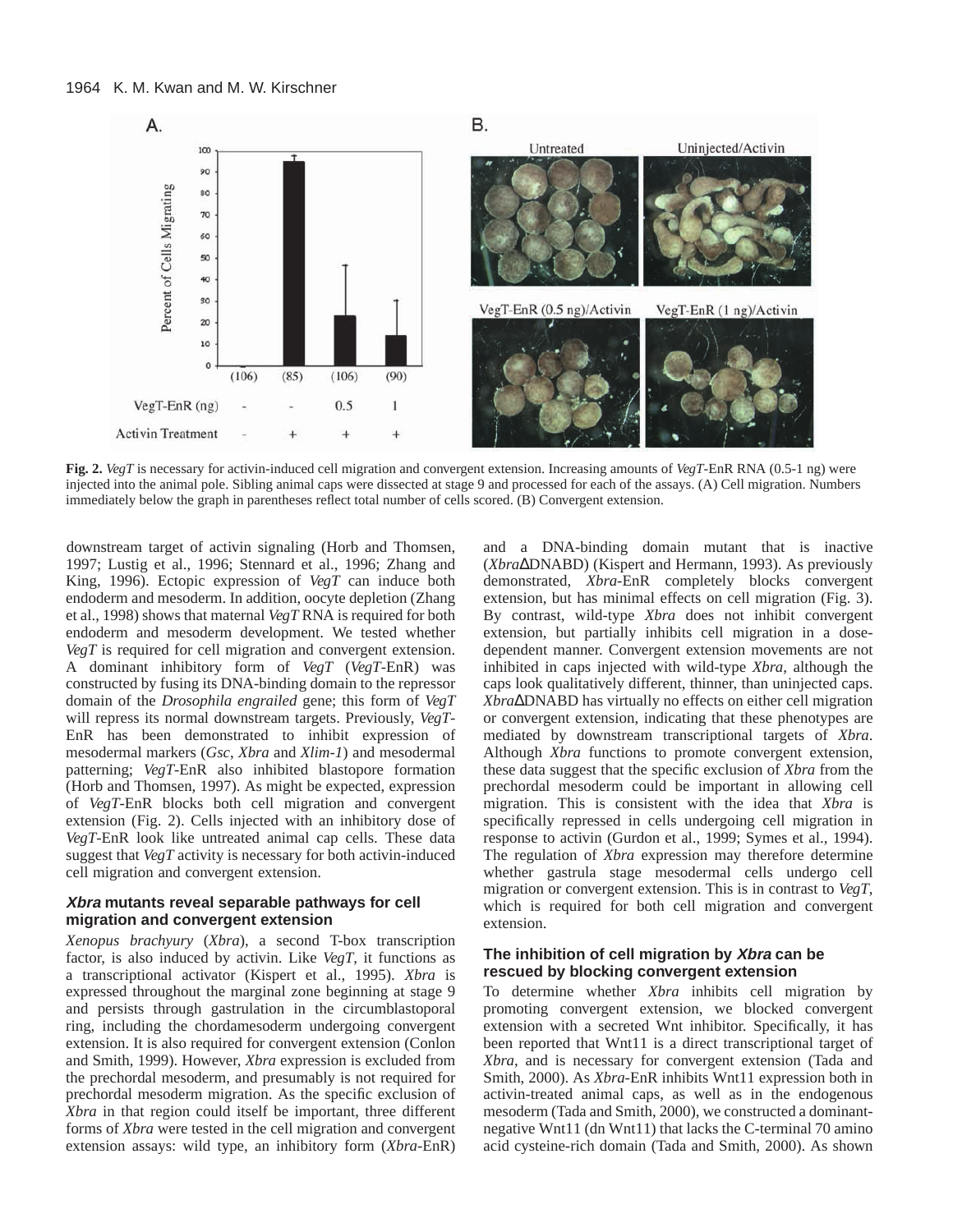**Fig. 2.** *VegT* is necessary for activin-induced cell migration and convergent extension. Increasing amounts of *VegT*-EnR RNA (0.5-1 ng) were injected into the animal pole. Sibling animal caps were dissected at stage 9 and processed for each of the assays. (A) Cell migration. Numbers immediately below the graph in parentheses reflect total number of cells scored. (B) Convergent extension.

downstream target of activin signaling (Horb and Thomsen, 1997; Lustig et al., 1996; Stennard et al., 1996; Zhang and King, 1996). Ectopic expression of *VegT* can induce both endoderm and mesoderm. In addition, oocyte depletion (Zhang et al., 1998) shows that maternal *VegT* RNA is required for both endoderm and mesoderm development. We tested whether *VegT* is required for cell migration and convergent extension. A dominant inhibitory form of *VegT* (*VegT*-EnR) was constructed by fusing its DNA-binding domain to the repressor domain of the *Drosophila engrailed* gene; this form of *VegT* will repress its normal downstream targets. Previously, *VegT*-EnR has been demonstrated to inhibit expression of mesodermal markers (*Gsc*, *Xbra* and *Xlim-1*) and mesodermal patterning; *VegT*-EnR also inhibited blastopore formation (Horb and Thomsen, 1997). As might be expected, expression of *VegT*-EnR blocks both cell migration and convergent extension (Fig. 2). Cells injected with an inhibitory dose of *VegT*-EnR look like untreated animal cap cells. These data suggest that *VegT* activity is necessary for both activin-induced cell migration and convergent extension.

### *Xbra* mutants reveal separable pathways for cell migration and convergent extension

*Xenopus brachyury* (*Xbra*), a second T-box transcription factor, is also induced by activin. Like *VegT*, it functions as a transcriptional activator (Kispert et al., 1995). *Xbra* is expressed throughout the marginal zone beginning at stage 9 and persists through gastrulation in the circumblastoporal ring, including the chordamesoderm undergoing convergent extension. It is also required for convergent extension (Conlon and Smith, 1999). However, *Xbra* expression is excluded from the prechordal mesoderm, and presumably is not required for prechordal mesoderm migration. As the specific exclusion of *Xbra* in that region could itself be important, three different forms of *Xbra* were tested in the cell migration and convergent extension assays: wild type, an inhibitory form (*Xbra*-EnR) and a DNA-binding domain mutant that is inactive (*Xbra*ΔDNABD) (Kispert and Hermann, 1993). As previously demonstrated, *Xbra*-EnR completely blocks convergent extension, but has minimal effects on cell migration (Fig. 3). By contrast, wild-type *Xbra* does not inhibit convergent extension, but partially inhibits cell migration in a dose-dependent manner. Convergent extension movements are not inhibited in caps injected with wild-type *Xbra*, although the caps look qualitatively different, thinner, than uninjected caps. *Xbra*ΔDNABD has virtually no effects on either cell migration or convergent extension, indicating that these phenotypes are mediated by downstream transcriptional targets of *Xbra*. Although *Xbra* functions to promote convergent extension, these data suggest that the specific exclusion of *Xbra* from the prechordal mesoderm could be important in allowing cell migration. This is consistent with the idea that *Xbra* is specifically repressed in cells undergoing cell migration in response to activin (Gurdon et al., 1999; Symes et al., 1994). The regulation of *Xbra* expression may therefore determine whether gastrula stage mesodermal cells undergo cell migration or convergent extension. This is in contrast to *VegT*, which is required for both cell migration and convergent extension.

### The inhibition of cell migration by *Xbra* can be rescued by blocking convergent extension

To determine whether *Xbra* inhibits cell migration by promoting convergent extension, we blocked convergent extension with a secreted Wnt inhibitor. Specifically, it has been reported that Wnt11 is a direct transcriptional target of *Xbra*, and is necessary for convergent extension (Tada and Smith, 2000). As *Xbra*-EnR inhibits Wnt11 expression both in activin-treated animal caps, as well as in the endogenous mesoderm (Tada and Smith, 2000), we constructed a dominant-negative Wnt11 (dn Wnt11) that lacks the C-terminal 70 amino acid cysteine-rich domain (Tada and Smith, 2000). As shown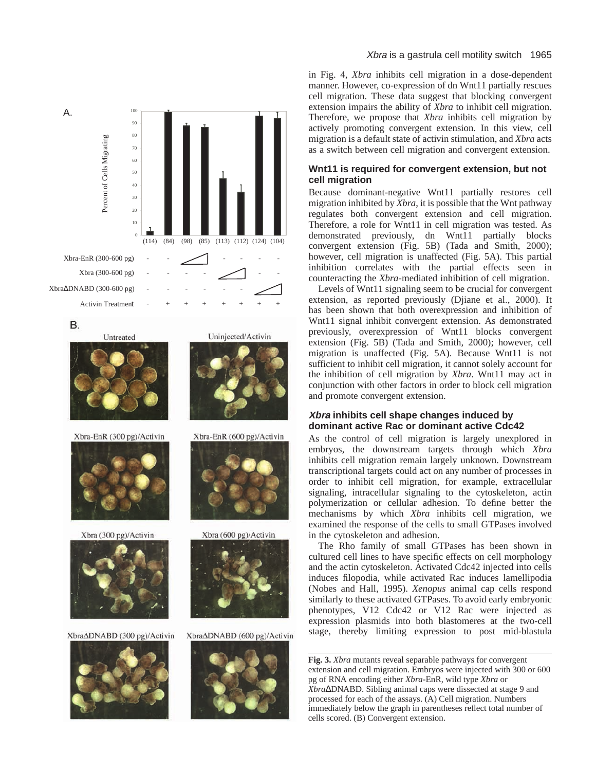in Fig. 4, *Xbra* inhibits cell migration in a dose-dependent manner. However, co-expression of dn Wnt11 partially rescues cell migration. These data suggest that blocking convergent extension impairs the ability of *Xbra* to inhibit cell migration. Therefore, we propose that *Xbra* inhibits cell migration by actively promoting convergent extension. In this view, cell migration is a default state of activin stimulation, and *Xbra* acts as a switch between cell migration and convergent extension.

## Wnt11 is required for convergent extension, but not cell migration

Because dominant-negative Wnt11 partially restores cell migration inhibited by *Xbra*, it is possible that the Wnt pathway regulates both convergent extension and cell migration. Therefore, a role for Wnt11 in cell migration was tested. As demonstrated previously, dn Wnt11 partially blocks convergent extension (Fig. 5B) (Tada and Smith, 2000); however, cell migration is unaffected (Fig. 5A). This partial inhibition correlates with the partial effects seen in counteracting the *Xbra*-mediated inhibition of cell migration.

Levels of Wnt11 signaling seem to be crucial for convergent extension, as reported previously (Djiane et al., 2000). It has been shown that both overexpression and inhibition of Wnt11 signal inhibit convergent extension. As demonstrated previously, overexpression of Wnt11 blocks convergent extension (Fig. 5B) (Tada and Smith, 2000); however, cell migration is unaffected (Fig. 5A). Because Wnt11 is not sufficient to inhibit cell migration, it cannot solely account for the inhibition of cell migration by *Xbra*. Wnt11 may act in conjunction with other factors in order to block cell migration and promote convergent extension.

## *Xbra* inhibits cell shape changes induced by dominant active Rac or dominant active Cdc42

As the control of cell migration is largely unexplored in embryos, the downstream targets through which *Xbra* inhibits cell migration remain largely unknown. Downstream transcriptional targets could act on any number of processes in order to inhibit cell migration, for example, extracellular signaling, intracellular signaling to the cytoskeleton, actin polymerization or cellular adhesion. To define better the mechanisms by which *Xbra* inhibits cell migration, we examined the response of the cells to small GTPases involved in the cytoskeleton and adhesion.

The Rho family of small GTPases has been shown in cultured cell lines to have specific effects on cell morphology and the actin cytoskeleton. Activated Cdc42 injected into cells induces filopodia, while activated Rac induces lamellipodia (Nobes and Hall, 1995). *Xenopus* animal cap cells respond similarly to these activated GTPases. To avoid early embryonic phenotypes, V12 Cdc42 or V12 Rac were injected as expression plasmids into both blastomeres at the two-cell stage, thereby limiting expression to post mid-blastula

**Fig. 3.** *Xbra* mutants reveal separable pathways for convergent extension and cell migration. Embryos were injected with 300 or 600 pg of RNA encoding either *Xbra*-EnR, wild type *Xbra* or *Xbra*ΔDNABD. Sibling animal caps were dissected at stage 9 and processed for each of the assays. (A) Cell migration. Numbers immediately below the graph in parentheses reflect total number of cells scored. (B) Convergent extension.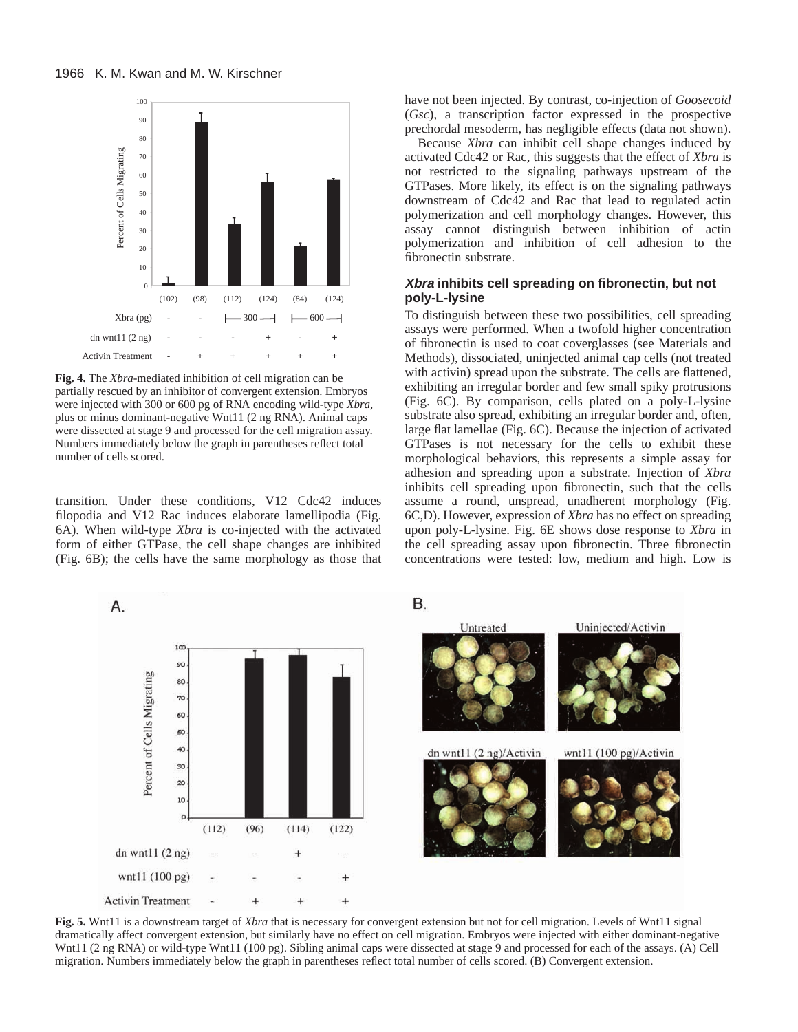**Fig. 4.** The *Xbra*-mediated inhibition of cell migration can be partially rescued by an inhibitor of convergent extension. Embryos were injected with 300 or 600 pg of RNA encoding wild-type *Xbra*, plus or minus dominant-negative Wnt11 (2 ng RNA). Animal caps were dissected at stage 9 and processed for the cell migration assay. Numbers immediately below the graph in parentheses reflect total number of cells scored.

transition. Under these conditions, V12 Cdc42 induces filopodia and V12 Rac induces elaborate lamellipodia (Fig. 6A). When wild-type *Xbra* is co-injected with the activated form of either GTPase, the cell shape changes are inhibited (Fig. 6B); the cells have the same morphology as those that have not been injected. By contrast, co-injection of *Goosecoid* (*Gsc*), a transcription factor expressed in the prospective prechordal mesoderm, has negligible effects (data not shown).

Because *Xbra* can inhibit cell shape changes induced by activated Cdc42 or Rac, this suggests that the effect of *Xbra* is not restricted to the signaling pathways upstream of the GTPases. More likely, its effect is on the signaling pathways downstream of Cdc42 and Rac that lead to regulated actin polymerization and cell morphology changes. However, this assay cannot distinguish between inhibition of actin polymerization and inhibition of cell adhesion to the fibronectin substrate.

### *Xbra* inhibits cell spreading on fibronectin, but not poly-L-lysine

To distinguish between these two possibilities, cell spreading assays were performed. When a twofold higher concentration of fibronectin is used to coat coverglasses (see Materials and Methods), dissociated, uninjected animal cap cells (not treated with activin) spread upon the substrate. The cells are flattened, exhibiting an irregular border and few small spiky protrusions (Fig. 6C). By comparison, cells plated on a poly-L-lysine substrate also spread, exhibiting an irregular border and, often, large flat lamellae (Fig. 6C). Because the injection of activated GTPases is not necessary for the cells to exhibit these morphological behaviors, this represents a simple assay for adhesion and spreading upon a substrate. Injection of *Xbra* inhibits cell spreading upon fibronectin, such that the cells assume a round, unspread, unadherent morphology (Fig. 6C,D). However, expression of *Xbra* has no effect on spreading upon poly-L-lysine. Fig. 6E shows dose response to *Xbra* in the cell spreading assay upon fibronectin. Three fibronectin concentrations were tested: low, medium and high. Low is

**Fig. 5.** Wnt11 is a downstream target of *Xbra* that is necessary for convergent extension but not for cell migration. Levels of Wnt11 signal dramatically affect convergent extension, but similarly have no effect on cell migration. Embryos were injected with either dominant-negative Wnt11 (2 ng RNA) or wild-type Wnt11 (100 pg). Sibling animal caps were dissected at stage 9 and processed for each of the assays. (A) Cell migration. Numbers immediately below the graph in parentheses reflect total number of cells scored. (B) Convergent extension.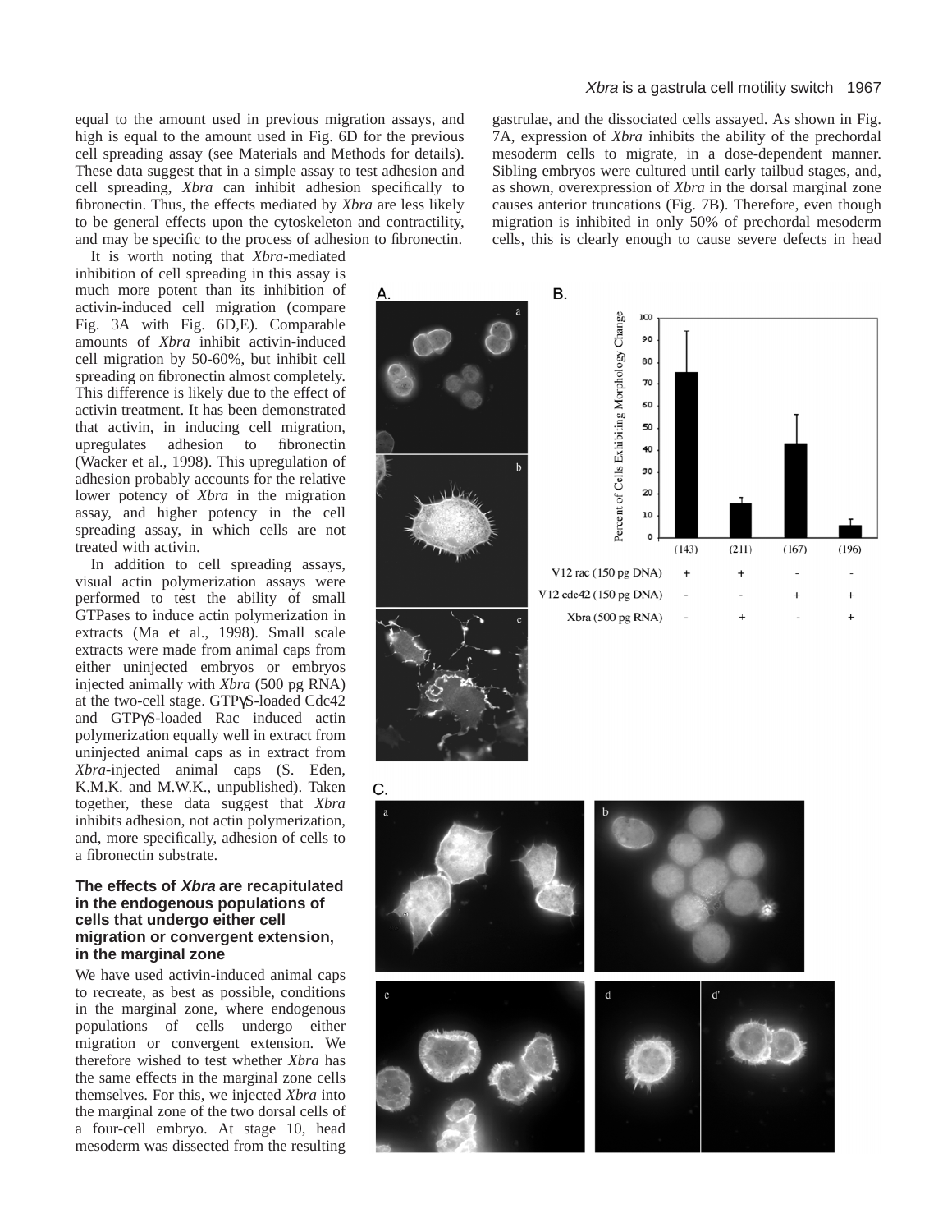equal to the amount used in previous migration assays, and high is equal to the amount used in Fig. 6D for the previous cell spreading assay (see Materials and Methods for details). These data suggest that in a simple assay to test adhesion and cell spreading, *Xbra* can inhibit adhesion specifically to fibronectin. Thus, the effects mediated by *Xbra* are less likely to be general effects upon the cytoskeleton and contractility, and may be specific to the process of adhesion to fibronectin.

It is worth noting that *Xbra*-mediated inhibition of cell spreading in this assay is much more potent than its inhibition of activin-induced cell migration (compare Fig. 3A with Fig. 6D,E). Comparable amounts of *Xbra* inhibit activin-induced cell migration by 50-60%, but inhibit cell spreading on fibronectin almost completely. This difference is likely due to the effect of activin treatment. It has been demonstrated that activin, in inducing cell migration, upregulates adhesion to fibronectin (Wacker et al., 1998). This upregulation of adhesion probably accounts for the relative lower potency of *Xbra* in the migration assay, and higher potency in the cell spreading assay, in which cells are not treated with activin.

In addition to cell spreading assays, visual actin polymerization assays were performed to test the ability of small GTPases to induce actin polymerization in extracts (Ma et al., 1998). Small scale extracts were made from animal caps from either uninjected embryos or embryos injected animally with *Xbra* (500 pg RNA) at the two-cell stage. GTPγS-loaded Cdc42 and GTPγS-loaded Rac induced actin polymerization equally well in extract from uninjected animal caps as in extract from *Xbra*-injected animal caps (S. Eden, K.M.K. and M.W.K., unpublished). Taken together, these data suggest that *Xbra* inhibits adhesion, not actin polymerization, and, more specifically, adhesion of cells to a fibronectin substrate.

### The effects of *Xbra* are recapitulated in the endogenous populations of cells that undergo either cell migration or convergent extension, in the marginal zone

We have used activin-induced animal caps to recreate, as best as possible, conditions in the marginal zone, where endogenous populations of cells undergo either migration or convergent extension. We therefore wished to test whether *Xbra* has the same effects in the marginal zone cells themselves. For this, we injected *Xbra* into the marginal zone of the two dorsal cells of a four-cell embryo. At stage 10, head mesoderm was dissected from the resulting gastrulae, and the dissociated cells assayed. As shown in Fig. 7A, expression of *Xbra* inhibits the ability of the prechordal mesoderm cells to migrate, in a dose-dependent manner. Sibling embryos were cultured until early tailbud stages, and, as shown, overexpression of *Xbra* in the dorsal marginal zone causes anterior truncations (Fig. 7B). Therefore, even though migration is inhibited in only 50% of prechordal mesoderm cells, this is clearly enough to cause severe defects in head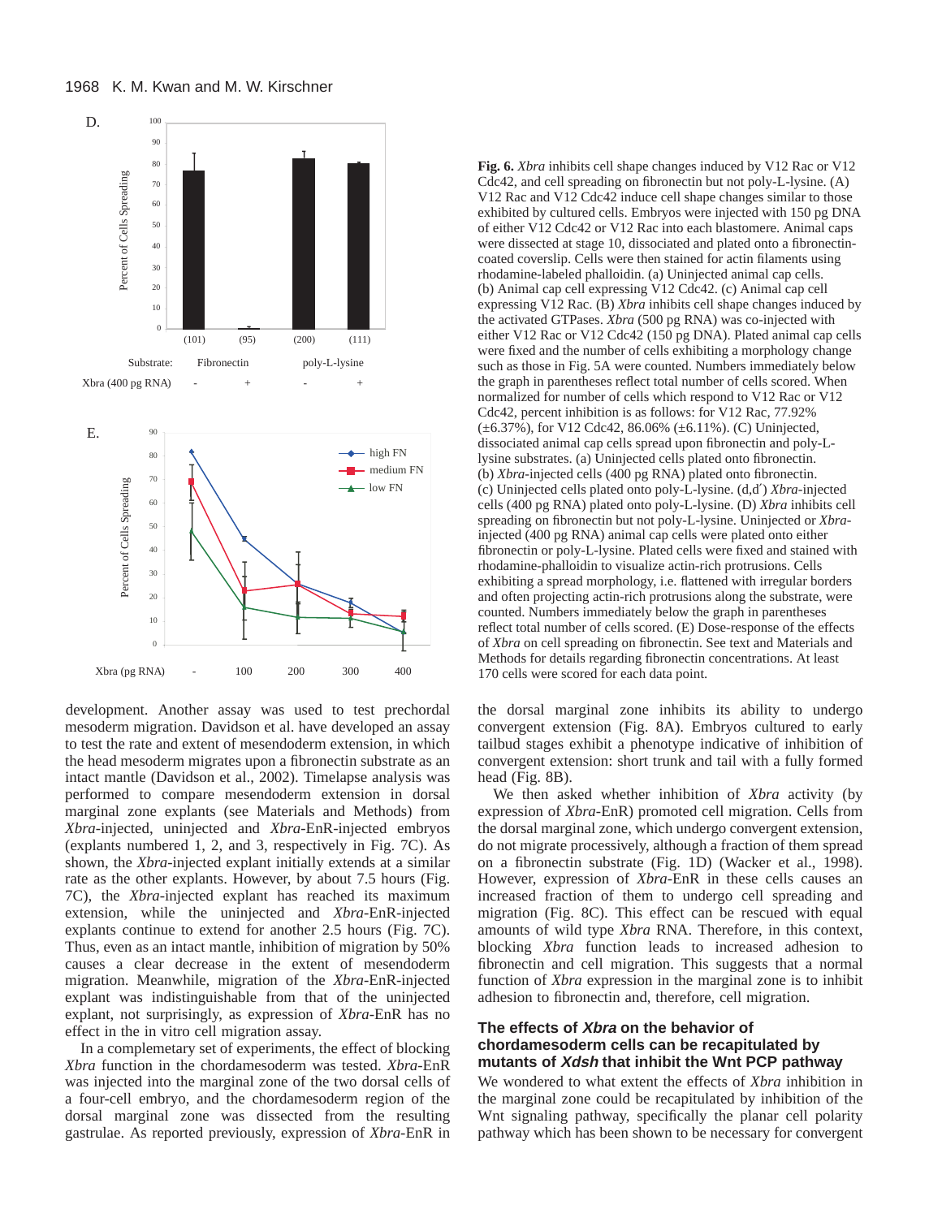**Fig. 6.** *Xbra* inhibits cell shape changes induced by V12 Rac or V12 Cdc42, and cell spreading on fibronectin but not poly-L-lysine. (A) V12 Rac and V12 Cdc42 induce cell shape changes similar to those exhibited by cultured cells. Embryos were injected with 150 pg DNA of either V12 Cdc42 or V12 Rac into each blastomere. Animal caps were dissected at stage 10, dissociated and plated onto a fibronectin-coated coverslip. Cells were then stained for actin filaments using rhodamine-labeled phalloidin. (a) Uninjected animal cap cells. (b) Animal cap cell expressing V12 Cdc42. (c) Animal cap cell expressing V12 Rac. (B) *Xbra* inhibits cell shape changes induced by the activated GTPases. *Xbra* (500 pg RNA) was co-injected with either V12 Rac or V12 Cdc42 (150 pg DNA). Plated animal cap cells were fixed and the number of cells exhibiting a morphology change such as those in Fig. 5A were counted. Numbers immediately below the graph in parentheses reflect total number of cells scored. When normalized for number of cells which respond to V12 Rac or V12 Cdc42, percent inhibition is as follows: for V12 Rac, 77.92% (±6.37%), for V12 Cdc42, 86.06% (±6.11%). (C) Uninjected, dissociated animal cap cells spread upon fibronectin and poly-L-lysine substrates. (a) Uninjected cells plated onto fibronectin. (b) *Xbra*-injected cells (400 pg RNA) plated onto fibronectin. (c) Uninjected cells plated onto poly-L-lysine. (d,d′) *Xbra*-injected cells (400 pg RNA) plated onto poly-L-lysine. (D) *Xbra* inhibits cell spreading on fibronectin but not poly-L-lysine. Uninjected or *Xbra*-injected (400 pg RNA) animal cap cells were plated onto either fibronectin or poly-L-lysine. Plated cells were fixed and stained with rhodamine-phalloidin to visualize actin-rich protrusions. Cells exhibiting a spread morphology, i.e. flattened with irregular borders and often projecting actin-rich protrusions along the substrate, were counted. Numbers immediately below the graph in parentheses reflect total number of cells scored. (E) Dose-response of the effects of *Xbra* on cell spreading on fibronectin. See text and Materials and Methods for details regarding fibronectin concentrations. At least 170 cells were scored for each data point.

development. Another assay was used to test prechordal mesoderm migration. Davidson et al. have developed an assay to test the rate and extent of mesendoderm extension, in which the head mesoderm migrates upon a fibronectin substrate as an intact mantle (Davidson et al., 2002). Timelapse analysis was performed to compare mesendoderm extension in dorsal marginal zone explants (see Materials and Methods) from *Xbra*-injected, uninjected and *Xbra*-EnR-injected embryos (explants numbered 1, 2, and 3, respectively in Fig. 7C). As shown, the *Xbra*-injected explant initially extends at a similar rate as the other explants. However, by about 7.5 hours (Fig. 7C), the *Xbra*-injected explant has reached its maximum extension, while the uninjected and *Xbra*-EnR-injected explants continue to extend for another 2.5 hours (Fig. 7C). Thus, even as an intact mantle, inhibition of migration by 50% causes a clear decrease in the extent of mesendoderm migration. Meanwhile, migration of the *Xbra*-EnR-injected explant was indistinguishable from that of the uninjected explant, not surprisingly, as expression of *Xbra*-EnR has no effect in the in vitro cell migration assay.

In a complemetary set of experiments, the effect of blocking *Xbra* function in the chordamesoderm was tested. *Xbra*-EnR was injected into the marginal zone of the two dorsal cells of a four-cell embryo, and the chordamesoderm region of the dorsal marginal zone was dissected from the resulting gastrulae. As reported previously, expression of *Xbra*-EnR in the dorsal marginal zone inhibits its ability to undergo convergent extension (Fig. 8A). Embryos cultured to early tailbud stages exhibit a phenotype indicative of inhibition of convergent extension: short trunk and tail with a fully formed head (Fig. 8B).

We then asked whether inhibition of *Xbra* activity (by expression of *Xbra*-EnR) promoted cell migration. Cells from the dorsal marginal zone, which undergo convergent extension, do not migrate processively, although a fraction of them spread on a fibronectin substrate (Fig. 1D) (Wacker et al., 1998). However, expression of *Xbra*-EnR in these cells causes an increased fraction of them to undergo cell spreading and migration (Fig. 8C). This effect can be rescued with equal amounts of wild type *Xbra* RNA. Therefore, in this context, blocking *Xbra* function leads to increased adhesion to fibronectin and cell migration. This suggests that a normal function of *Xbra* expression in the marginal zone is to inhibit adhesion to fibronectin and, therefore, cell migration.

### The effects of *Xbra* on the behavior of chordamesoderm cells can be recapitulated by mutants of *Xdsh* that inhibit the Wnt PCP pathway

We wondered to what extent the effects of *Xbra* inhibition in the marginal zone could be recapitulated by inhibition of the Wnt signaling pathway, specifically the planar cell polarity pathway which has been shown to be necessary for convergent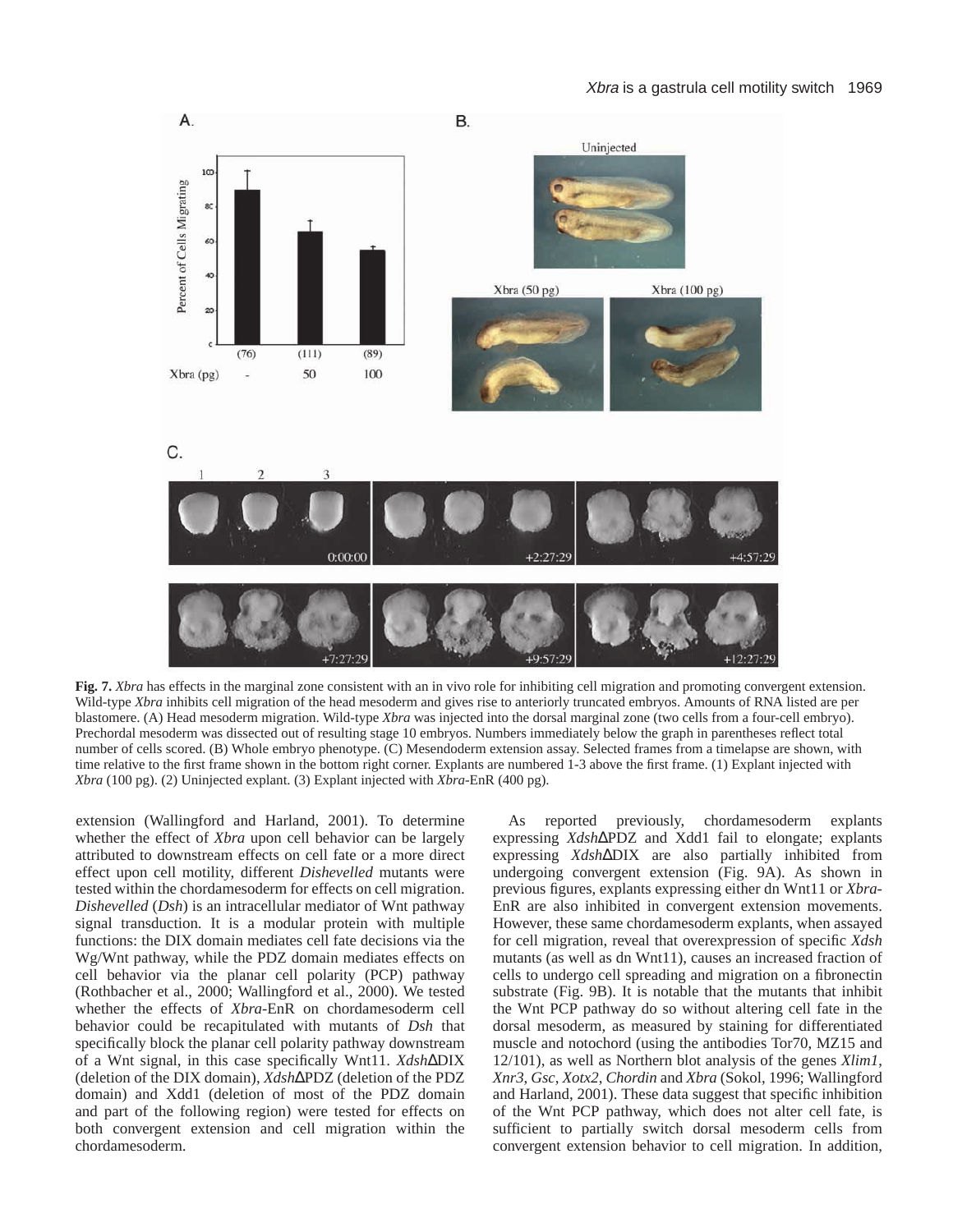**Fig. 7.** *Xbra* has effects in the marginal zone consistent with an in vivo role for inhibiting cell migration and promoting convergent extension. Wild-type *Xbra* inhibits cell migration of the head mesoderm and gives rise to anteriorly truncated embryos. Amounts of RNA listed are per blastomere. (A) Head mesoderm migration. Wild-type *Xbra* was injected into the dorsal marginal zone (two cells from a four-cell embryo). Prechordal mesoderm was dissected out of resulting stage 10 embryos. Numbers immediately below the graph in parentheses reflect total number of cells scored. (B) Whole embryo phenotype. (C) Mesendoderm extension assay. Selected frames from a timelapse are shown, with time relative to the first frame shown in the bottom right corner. Explants are numbered 1-3 above the first frame. (1) Explant injected with *Xbra* (100 pg). (2) Uninjected explant. (3) Explant injected with *Xbra*-EnR (400 pg).

extension (Wallingford and Harland, 2001). To determine whether the effect of *Xbra* upon cell behavior can be largely attributed to downstream effects on cell fate or a more direct effect upon cell motility, different *Dishevelled* mutants were tested within the chordamesoderm for effects on cell migration. *Dishevelled* (*Dsh*) is an intracellular mediator of Wnt pathway signal transduction. It is a modular protein with multiple functions: the DIX domain mediates cell fate decisions via the Wg/Wnt pathway, while the PDZ domain mediates effects on cell behavior via the planar cell polarity (PCP) pathway (Rothbacher et al., 2000; Wallingford et al., 2000). We tested whether the effects of *Xbra*-EnR on chordamesoderm cell behavior could be recapitulated with mutants of *Dsh* that specifically block the planar cell polarity pathway downstream of a Wnt signal, in this case specifically Wnt11. *Xdsh*ΔDIX (deletion of the DIX domain), *Xdsh*ΔPDZ (deletion of the PDZ domain) and Xdd1 (deletion of most of the PDZ domain and part of the following region) were tested for effects on both convergent extension and cell migration within the chordamesoderm.

As reported previously, chordamesoderm explants expressing *Xdsh*ΔPDZ and Xdd1 fail to elongate; explants expressing *Xdsh*ΔDIX are also partially inhibited from undergoing convergent extension (Fig. 9A). As shown in previous figures, explants expressing either dn Wnt11 or *Xbra*-EnR are also inhibited in convergent extension movements. However, these same chordamesoderm explants, when assayed for cell migration, reveal that overexpression of specific *Xdsh* mutants (as well as dn Wnt11), causes an increased fraction of cells to undergo cell spreading and migration on a fibronectin substrate (Fig. 9B). It is notable that the mutants that inhibit the Wnt PCP pathway do so without altering cell fate in the dorsal mesoderm, as measured by staining for differentiated muscle and notochord (using the antibodies Tor70, MZ15 and 12/101), as well as Northern blot analysis of the genes *Xlim1*, *Xnr3*, *Gsc*, *Xotx2*, *Chordin* and *Xbra* (Sokol, 1996; Wallingford and Harland, 2001). These data suggest that specific inhibition of the Wnt PCP pathway, which does not alter cell fate, is sufficient to partially switch dorsal mesoderm cells from convergent extension behavior to cell migration. In addition,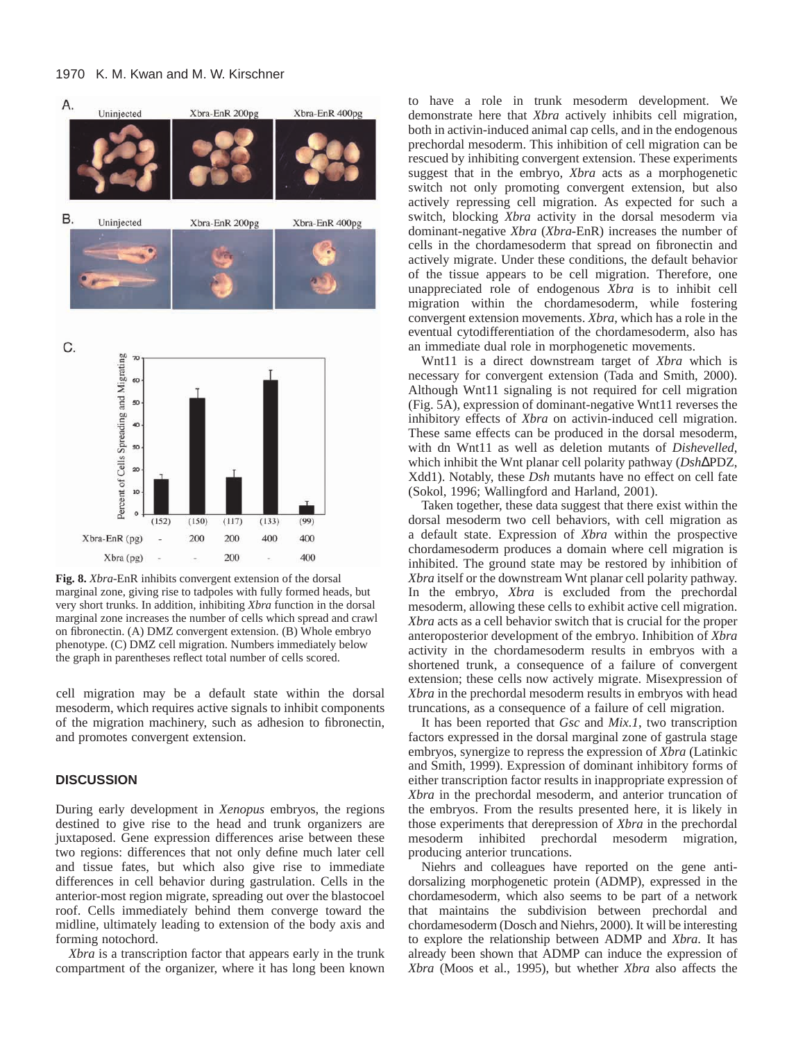A.

Uninjected

Xbra-EnR 200pg

Xbra-EnR 400pg

B.

Uninjected

Xbra-EnR 200pg

Xbra-EnR 400pg

C.

Percent of Cells Spreading and Migrating

0 10 20 30 40 50 60 70

(152) (150) (117) (133) (99)

Xbra-EnR (pg) - 200 200 400 400

Xbra (pg) - - 200 - 400

**Fig. 8.** *Xbra*-EnR inhibits convergent extension of the dorsal marginal zone, giving rise to tadpoles with fully formed heads, but very short trunks. In addition, inhibiting *Xbra* function in the dorsal marginal zone increases the number of cells which spread and crawl on fibronectin. (A) DMZ convergent extension. (B) Whole embryo phenotype. (C) DMZ cell migration. Numbers immediately below the graph in parentheses reflect total number of cells scored.

cell migration may be a default state within the dorsal mesoderm, which requires active signals to inhibit components of the migration machinery, such as adhesion to fibronectin, and promotes convergent extension.

## DISCUSSION

During early development in *Xenopus* embryos, the regions destined to give rise to the head and trunk organizers are juxtaposed. Gene expression differences arise between these two regions: differences that not only define much later cell and tissue fates, but which also give rise to immediate differences in cell behavior during gastrulation. Cells in the anterior-most region migrate, spreading out over the blastocoel roof. Cells immediately behind them converge toward the midline, ultimately leading to extension of the body axis and forming notochord.

*Xbra* is a transcription factor that appears early in the trunk compartment of the organizer, where it has long been known to have a role in trunk mesoderm development. We demonstrate here that *Xbra* actively inhibits cell migration, both in activin-induced animal cap cells, and in the endogenous prechordal mesoderm. This inhibition of cell migration can be rescued by inhibiting convergent extension. These experiments suggest that in the embryo, *Xbra* acts as a morphogenetic switch not only promoting convergent extension, but also actively repressing cell migration. As expected for such a switch, blocking *Xbra* activity in the dorsal mesoderm via dominant-negative *Xbra* (*Xbra*-EnR) increases the number of cells in the chordamesoderm that spread on fibronectin and actively migrate. Under these conditions, the default behavior of the tissue appears to be cell migration. Therefore, one unappreciated role of endogenous *Xbra* is to inhibit cell migration within the chordamesoderm, while fostering convergent extension movements. *Xbra*, which has a role in the eventual cytodifferentiation of the chordamesoderm, also has an immediate dual role in morphogenetic movements.

Wnt11 is a direct downstream target of *Xbra* which is necessary for convergent extension (Tada and Smith, 2000). Although Wnt11 signaling is not required for cell migration (Fig. 5A), expression of dominant-negative Wnt11 reverses the inhibitory effects of *Xbra* on activin-induced cell migration. These same effects can be produced in the dorsal mesoderm, with dn Wnt11 as well as deletion mutants of *Dishevelled*, which inhibit the Wnt planar cell polarity pathway (*Dsh*ΔPDZ, Xdd1). Notably, these *Dsh* mutants have no effect on cell fate (Sokol, 1996; Wallingford and Harland, 2001).

Taken together, these data suggest that there exist within the dorsal mesoderm two cell behaviors, with cell migration as a default state. Expression of *Xbra* within the prospective chordamesoderm produces a domain where cell migration is inhibited. The ground state may be restored by inhibition of *Xbra* itself or the downstream Wnt planar cell polarity pathway. In the embryo, *Xbra* is excluded from the prechordal mesoderm, allowing these cells to exhibit active cell migration. *Xbra* acts as a cell behavior switch that is crucial for the proper anteroposterior development of the embryo. Inhibition of *Xbra* activity in the chordamesoderm results in embryos with a shortened trunk, a consequence of a failure of convergent extension; these cells now actively migrate. Misexpression of *Xbra* in the prechordal mesoderm results in embryos with head truncations, as a consequence of a failure of cell migration.

It has been reported that *Gsc* and *Mix.1*, two transcription factors expressed in the dorsal marginal zone of gastrula stage embryos, synergize to repress the expression of *Xbra* (Latinkic and Smith, 1999). Expression of dominant inhibitory forms of either transcription factor results in inappropriate expression of *Xbra* in the prechordal mesoderm, and anterior truncation of the embryos. From the results presented here, it is likely in those experiments that derepression of *Xbra* in the prechordal mesoderm inhibited prechordal mesoderm migration, producing anterior truncations.

Niehrs and colleagues have reported on the gene anti-dorsalizing morphogenetic protein (ADMP), expressed in the chordamesoderm, which also seems to be part of a network that maintains the subdivision between prechordal and chordamesoderm (Dosch and Niehrs, 2000). It will be interesting to explore the relationship between ADMP and *Xbra*. It has already been shown that ADMP can induce the expression of *Xbra* (Moos et al., 1995), but whether *Xbra* also affects the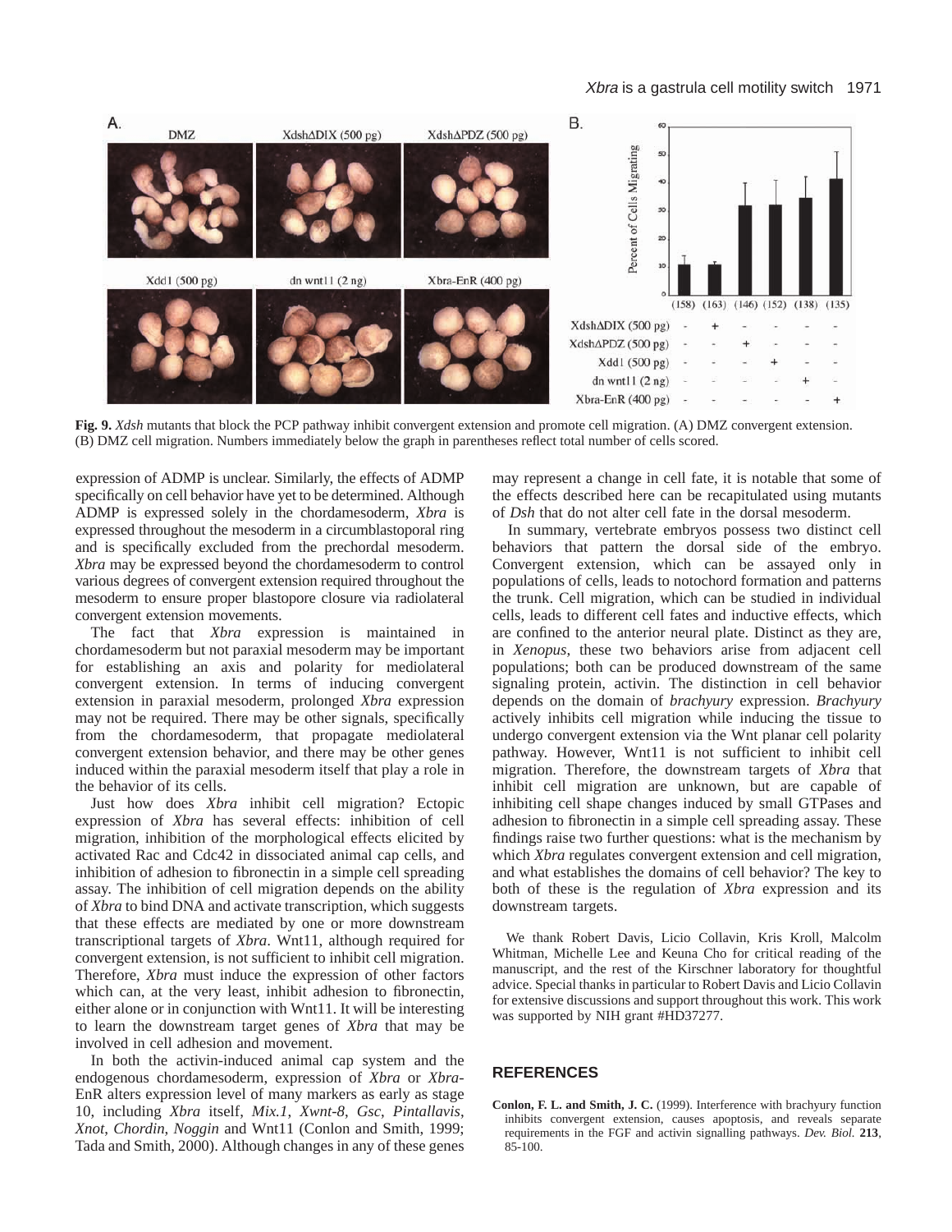**Fig. 9.** *Xdsh* mutants that block the PCP pathway inhibit convergent extension and promote cell migration. (A) DMZ convergent extension. (B) DMZ cell migration. Numbers immediately below the graph in parentheses reflect total number of cells scored.

expression of ADMP is unclear. Similarly, the effects of ADMP specifically on cell behavior have yet to be determined. Although ADMP is expressed solely in the chordamesoderm, *Xbra* is expressed throughout the mesoderm in a circumblastoporal ring and is specifically excluded from the prechordal mesoderm. *Xbra* may be expressed beyond the chordamesoderm to control various degrees of convergent extension required throughout the mesoderm to ensure proper blastopore closure via radiolateral convergent extension movements.

The fact that *Xbra* expression is maintained in chordamesoderm but not paraxial mesoderm may be important for establishing an axis and polarity for mediolateral convergent extension. In terms of inducing convergent extension in paraxial mesoderm, prolonged *Xbra* expression may not be required. There may be other signals, specifically from the chordamesoderm, that propagate mediolateral convergent extension behavior, and there may be other genes induced within the paraxial mesoderm itself that play a role in the behavior of its cells.

Just how does *Xbra* inhibit cell migration? Ectopic expression of *Xbra* has several effects: inhibition of cell migration, inhibition of the morphological effects elicited by activated Rac and Cdc42 in dissociated animal cap cells, and inhibition of adhesion to fibronectin in a simple cell spreading assay. The inhibition of cell migration depends on the ability of *Xbra* to bind DNA and activate transcription, which suggests that these effects are mediated by one or more downstream transcriptional targets of *Xbra*. Wnt11, although required for convergent extension, is not sufficient to inhibit cell migration. Therefore, *Xbra* must induce the expression of other factors which can, at the very least, inhibit adhesion to fibronectin, either alone or in conjunction with Wnt11. It will be interesting to learn the downstream target genes of *Xbra* that may be involved in cell adhesion and movement.

In both the activin-induced animal cap system and the endogenous chordamesoderm, expression of *Xbra* or *Xbra*-EnR alters expression level of many markers as early as stage 10, including *Xbra* itself, *Mix.1*, *Xwnt-8*, *Gsc*, *Pintallavis*, *Xnot*, *Chordin*, *Noggin* and Wnt11 (Conlon and Smith, 1999; Tada and Smith, 2000). Although changes in any of these genes may represent a change in cell fate, it is notable that some of the effects described here can be recapitulated using mutants of *Dsh* that do not alter cell fate in the dorsal mesoderm.

In summary, vertebrate embryos possess two distinct cell behaviors that pattern the dorsal side of the embryo. Convergent extension, which can be assayed only in populations of cells, leads to notochord formation and patterns the trunk. Cell migration, which can be studied in individual cells, leads to different cell fates and inductive effects, which are confined to the anterior neural plate. Distinct as they are, in *Xenopus*, these two behaviors arise from adjacent cell populations; both can be produced downstream of the same signaling protein, activin. The distinction in cell behavior depends on the domain of *brachyury* expression. *Brachyury* actively inhibits cell migration while inducing the tissue to undergo convergent extension via the Wnt planar cell polarity pathway. However, Wnt11 is not sufficient to inhibit cell migration. Therefore, the downstream targets of *Xbra* that inhibit cell migration are unknown, but are capable of inhibiting cell shape changes induced by small GTPases and adhesion to fibronectin in a simple cell spreading assay. These findings raise two further questions: what is the mechanism by which *Xbra* regulates convergent extension and cell migration, and what establishes the domains of cell behavior? The key to both of these is the regulation of *Xbra* expression and its downstream targets.

We thank Robert Davis, Licio Collavin, Kris Kroll, Malcolm Whitman, Michelle Lee and Keuna Cho for critical reading of the manuscript, and the rest of the Kirschner laboratory for thoughtful advice. Special thanks in particular to Robert Davis and Licio Collavin for extensive discussions and support throughout this work. This work was supported by NIH grant #HD37277.

## REFERENCES

**Conlon, F. L. and Smith, J. C.** (1999). Interference with brachyury function inhibits convergent extension, causes apoptosis, and reveals separate requirements in the FGF and activin signalling pathways. *Dev. Biol.* **213**, 85-100.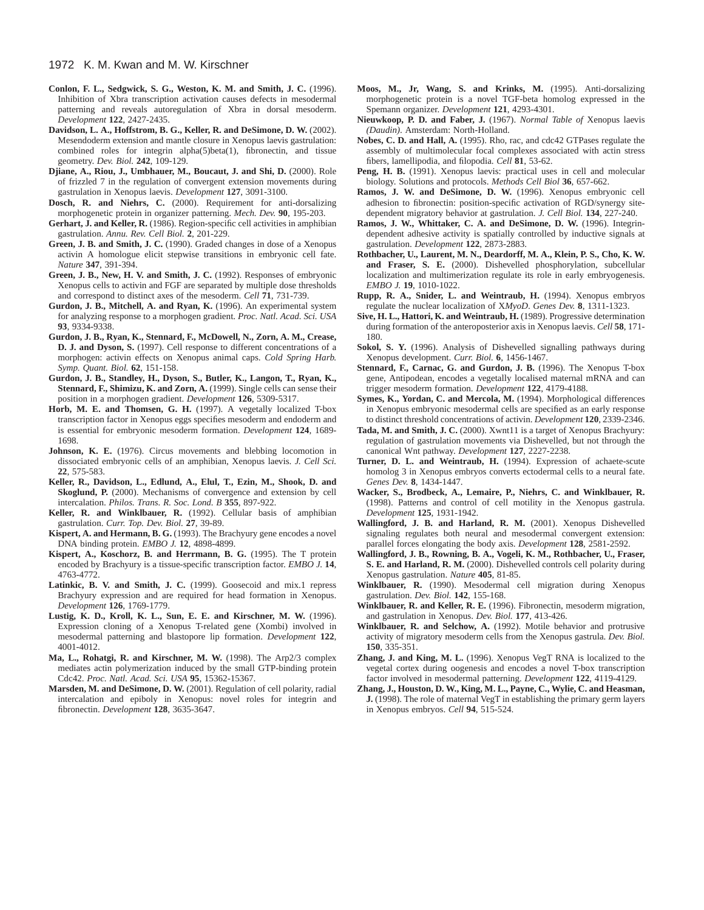**Conlon, F. L., Sedgwick, S. G., Weston, K. M. and Smith, J. C.** (1996). Inhibition of Xbra transcription activation causes defects in mesodermal patterning and reveals autoregulation of Xbra in dorsal mesoderm. *Development* **122**, 2427-2435.

**Davidson, L. A., Hoffstrom, B. G., Keller, R. and DeSimone, D. W.** (2002). Mesendoderm extension and mantle closure in Xenopus laevis gastrulation: combined roles for integrin alpha(5)beta(1), fibronectin, and tissue geometry. *Dev. Biol.* **242**, 109-129.

**Djiane, A., Riou, J., Umbhauer, M., Boucaut, J. and Shi, D.** (2000). Role of frizzled 7 in the regulation of convergent extension movements during gastrulation in Xenopus laevis. *Development* **127**, 3091-3100.

**Dosch, R. and Niehrs, C.** (2000). Requirement for anti-dorsalizing morphogenetic protein in organizer patterning. *Mech. Dev.* **90**, 195-203.

**Gerhart, J. and Keller, R.** (1986). Region-specific cell activities in amphibian gastrulation. *Annu. Rev. Cell Biol.* **2**, 201-229.

**Green, J. B. and Smith, J. C.** (1990). Graded changes in dose of a Xenopus activin A homologue elicit stepwise transitions in embryonic cell fate. *Nature* **347**, 391-394.

**Green, J. B., New, H. V. and Smith, J. C.** (1992). Responses of embryonic Xenopus cells to activin and FGF are separated by multiple dose thresholds and correspond to distinct axes of the mesoderm. *Cell* **71**, 731-739.

**Gurdon, J. B., Mitchell, A. and Ryan, K.** (1996). An experimental system for analyzing response to a morphogen gradient. *Proc. Natl. Acad. Sci. USA* **93**, 9334-9338.

**Gurdon, J. B., Ryan, K., Stennard, F., McDowell, N., Zorn, A. M., Crease, D. J. and Dyson, S.** (1997). Cell response to different concentrations of a morphogen: activin effects on Xenopus animal caps. *Cold Spring Harb. Symp. Quant. Biol.* **62**, 151-158.

**Gurdon, J. B., Standley, H., Dyson, S., Butler, K., Langon, T., Ryan, K., Stennard, F., Shimizu, K. and Zorn, A.** (1999). Single cells can sense their position in a morphogen gradient. *Development* **126**, 5309-5317.

**Horb, M. E. and Thomsen, G. H.** (1997). A vegetally localized T-box transcription factor in Xenopus eggs specifies mesoderm and endoderm and is essential for embryonic mesoderm formation. *Development* **124**, 1689-1698.

**Johnson, K. E.** (1976). Circus movements and blebbing locomotion in dissociated embryonic cells of an amphibian, Xenopus laevis. *J. Cell Sci.* **22**, 575-583.

**Keller, R., Davidson, L., Edlund, A., Elul, T., Ezin, M., Shook, D. and Skoglund, P.** (2000). Mechanisms of convergence and extension by cell intercalation. *Philos. Trans. R. Soc. Lond. B* **355**, 897-922.

**Keller, R. and Winklbauer, R.** (1992). Cellular basis of amphibian gastrulation. *Curr. Top. Dev. Biol.* **27**, 39-89.

**Kispert, A. and Hermann, B. G.** (1993). The Brachyury gene encodes a novel DNA binding protein. *EMBO J.* **12**, 4898-4899.

**Kispert, A., Koschorz, B. and Herrmann, B. G.** (1995). The T protein encoded by Brachyury is a tissue-specific transcription factor. *EMBO J.* **14**, 4763-4772.

**Latinkic, B. V. and Smith, J. C.** (1999). Goosecoid and mix.1 repress Brachyury expression and are required for head formation in Xenopus. *Development* **126**, 1769-1779.

**Lustig, K. D., Kroll, K. L., Sun, E. E. and Kirschner, M. W.** (1996). Expression cloning of a Xenopus T-related gene (Xombi) involved in mesodermal patterning and blastopore lip formation. *Development* **122**, 4001-4012.

**Ma, L., Rohatgi, R. and Kirschner, M. W.** (1998). The Arp2/3 complex mediates actin polymerization induced by the small GTP-binding protein Cdc42. *Proc. Natl. Acad. Sci. USA* **95**, 15362-15367.

**Marsden, M. and DeSimone, D. W.** (2001). Regulation of cell polarity, radial intercalation and epiboly in Xenopus: novel roles for integrin and fibronectin. *Development* **128**, 3635-3647.

**Moos, M., Jr, Wang, S. and Krinks, M.** (1995). Anti-dorsalizing morphogenetic protein is a novel TGF-beta homolog expressed in the Spemann organizer. *Development* **121**, 4293-4301.

**Nieuwkoop, P. D. and Faber, J.** (1967). *Normal Table of* Xenopus laevis *(Daudin).* Amsterdam: North-Holland.

**Nobes, C. D. and Hall, A.** (1995). Rho, rac, and cdc42 GTPases regulate the assembly of multimolecular focal complexes associated with actin stress fibers, lamellipodia, and filopodia. *Cell* **81**, 53-62.

**Peng, H. B.** (1991). Xenopus laevis: practical uses in cell and molecular biology. Solutions and protocols. *Methods Cell Biol* **36**, 657-662.

**Ramos, J. W. and DeSimone, D. W.** (1996). Xenopus embryonic cell adhesion to fibronectin: position-specific activation of RGD/synergy site-dependent migratory behavior at gastrulation. *J. Cell Biol.* **134**, 227-240.

**Ramos, J. W., Whittaker, C. A. and DeSimone, D. W.** (1996). Integrin-dependent adhesive activity is spatially controlled by inductive signals at gastrulation. *Development* **122**, 2873-2883.

**Rothbacher, U., Laurent, M. N., Deardorff, M. A., Klein, P. S., Cho, K. W. and Fraser, S. E.** (2000). Dishevelled phosphorylation, subcellular localization and multimerization regulate its role in early embryogenesis. *EMBO J.* **19**, 1010-1022.

**Rupp, R. A., Snider, L. and Weintraub, H.** (1994). Xenopus embryos regulate the nuclear localization of X*MyoD*. *Genes Dev.* **8**, 1311-1323.

**Sive, H. L., Hattori, K. and Weintraub, H.** (1989). Progressive determination during formation of the anteroposterior axis in Xenopus laevis. *Cell* **58**, 171-180.

**Sokol, S. Y.** (1996). Analysis of Dishevelled signalling pathways during Xenopus development. *Curr. Biol.* **6**, 1456-1467.

**Stennard, F., Carnac, G. and Gurdon, J. B.** (1996). The Xenopus T-box gene, Antipodean, encodes a vegetally localised maternal mRNA and can trigger mesoderm formation. *Development* **122**, 4179-4188.

**Symes, K., Yordan, C. and Mercola, M.** (1994). Morphological differences in Xenopus embryonic mesodermal cells are specified as an early response to distinct threshold concentrations of activin. *Development* **120**, 2339-2346.

**Tada, M. and Smith, J. C.** (2000). Xwnt11 is a target of Xenopus Brachyury: regulation of gastrulation movements via Dishevelled, but not through the canonical Wnt pathway. *Development* **127**, 2227-2238.

**Turner, D. L. and Weintraub, H.** (1994). Expression of achaete-scute homolog 3 in Xenopus embryos converts ectodermal cells to a neural fate. *Genes Dev.* **8**, 1434-1447.

**Wacker, S., Brodbeck, A., Lemaire, P., Niehrs, C. and Winklbauer, R.** (1998). Patterns and control of cell motility in the Xenopus gastrula. *Development* **125**, 1931-1942.

**Wallingford, J. B. and Harland, R. M.** (2001). Xenopus Dishevelled signaling regulates both neural and mesodermal convergent extension: parallel forces elongating the body axis. *Development* **128**, 2581-2592.

**Wallingford, J. B., Rowning, B. A., Vogeli, K. M., Rothbacher, U., Fraser, S. E. and Harland, R. M.** (2000). Dishevelled controls cell polarity during Xenopus gastrulation. *Nature* **405**, 81-85.

**Winklbauer, R.** (1990). Mesodermal cell migration during Xenopus gastrulation. *Dev. Biol.* **142**, 155-168.

**Winklbauer, R. and Keller, R. E.** (1996). Fibronectin, mesoderm migration, and gastrulation in Xenopus. *Dev. Biol.* **177**, 413-426.

**Winklbauer, R. and Selchow, A.** (1992). Motile behavior and protrusive activity of migratory mesoderm cells from the Xenopus gastrula. *Dev. Biol.* **150**, 335-351.

**Zhang, J. and King, M. L.** (1996). Xenopus VegT RNA is localized to the vegetal cortex during oogenesis and encodes a novel T-box transcription factor involved in mesodermal patterning. *Development* **122**, 4119-4129.

**Zhang, J., Houston, D. W., King, M. L., Payne, C., Wylie, C. and Heasman, J.** (1998). The role of maternal VegT in establishing the primary germ layers in Xenopus embryos. *Cell* **94**, 515-524.